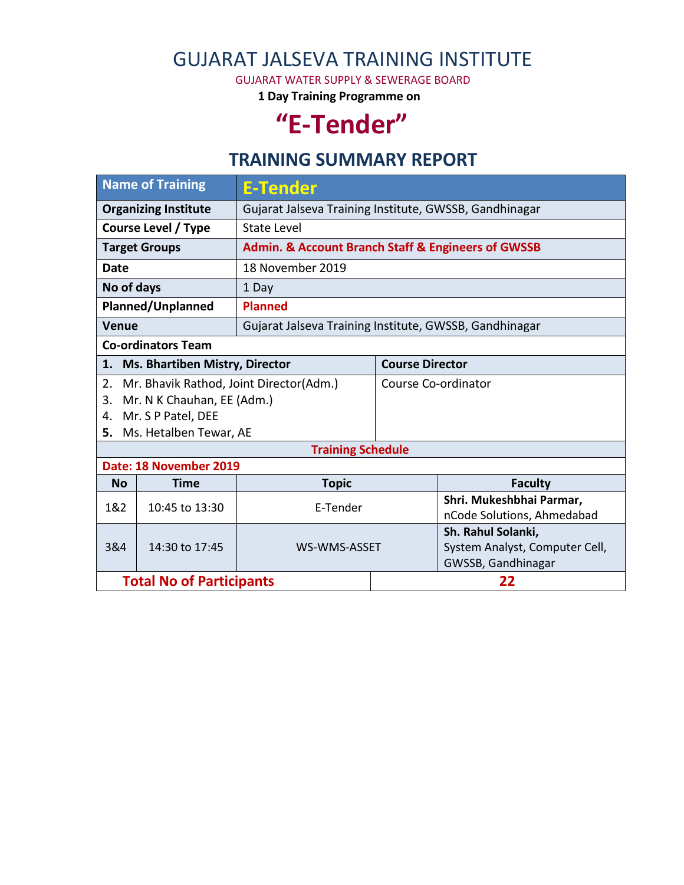# GUJARAT JALSEVA TRAINING INSTITUTE

GUJARAT WATER SUPPLY & SEWERAGE BOARD

**1 Day Training Programme on**

# "E-Tender"

## TRAINING SUMMARY REPORT

| Name of Training | E-Tender |
|---|---|
| Organizing Institute | Gujarat Jalseva Training Institute, GWSSB, Gandhinagar |
| Course Level / Type | State Level |
| Target Groups | **Admin. & Account Branch Staff & Engineers of GWSSB** |
| Date | 18 November 2019 |
| No of days | 1 Day |
| Planned/Unplanned | **Planned** |
| Venue | Gujarat Jalseva Training Institute, GWSSB, Gandhinagar |

**Co-ordinators Team**

| Name | Role |
|---|---|
| **1. Ms. Bhartiben Mistry, Director** | **Course Director** |
| 2. Mr. Bhavik Rathod, Joint Director(Adm.)<br>3. Mr. N K Chauhan, EE (Adm.)<br>4. Mr. S P Patel, DEE<br>**5.** Ms. Hetalben Tewar, AE | Course Co-ordinator |

**Training Schedule**

**Date: 18 November 2019**

| No | Time | Topic | Faculty |
|---|---|---|---|
| 1&2 | 10:45 to 13:30 | E-Tender | **Shri. Mukeshbhai Parmar,**<br>nCode Solutions, Ahmedabad |
| 3&4 | 14:30 to 17:45 | WS-WMS-ASSET | **Sh. Rahul Solanki,**<br>System Analyst, Computer Cell, GWSSB, Gandhinagar |

| Total No of Participants | 22 |
|---|---|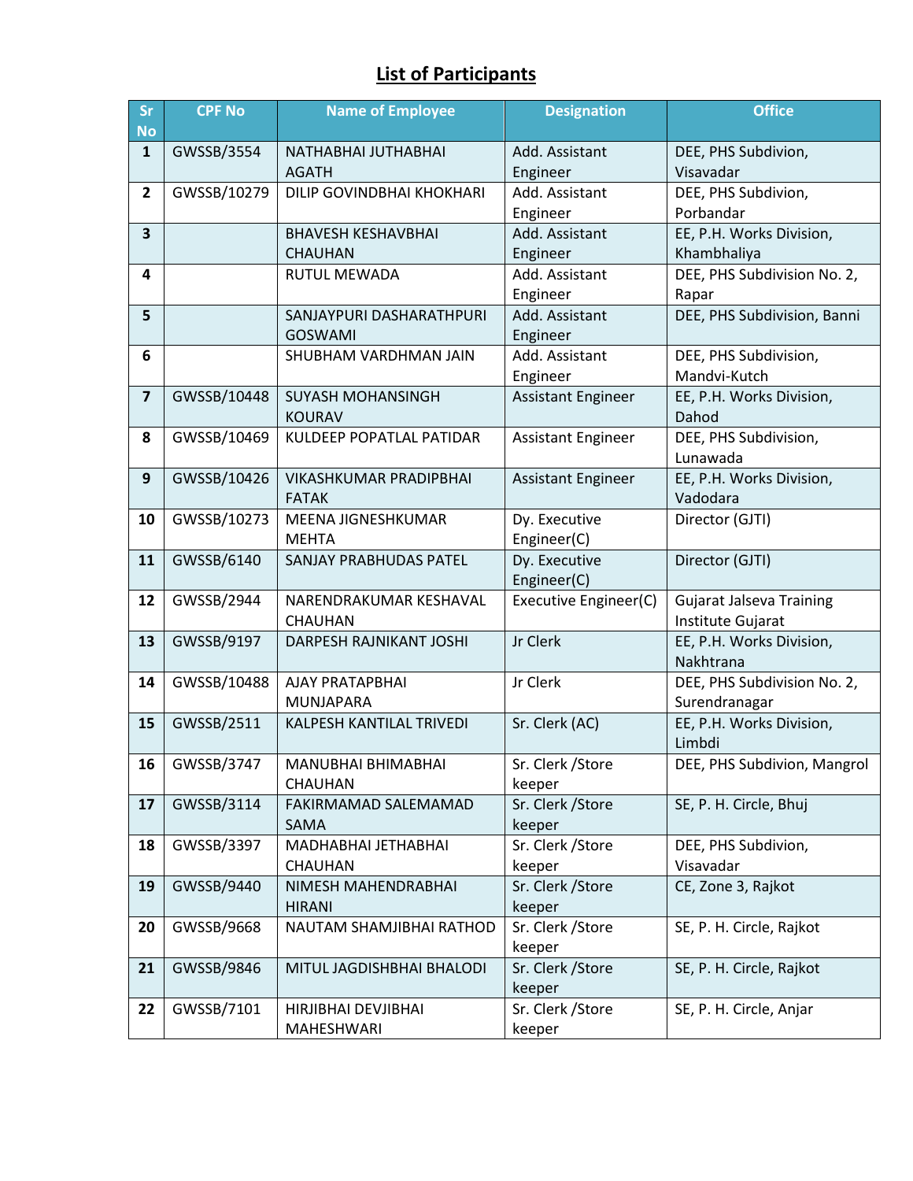# List of Participants

| Sr No | CPF No | Name of Employee | Designation | Office |
|---|---|---|---|---|
| 1 | GWSSB/3554 | NATHABHAI JUTHABHAI AGATH | Add. Assistant Engineer | DEE, PHS Subdivion, Visavadar |
| 2 | GWSSB/10279 | DILIP GOVINDBHAI KHOKHARI | Add. Assistant Engineer | DEE, PHS Subdivion, Porbandar |
| 3 | | BHAVESH KESHAVBHAI CHAUHAN | Add. Assistant Engineer | EE, P.H. Works Division, Khambhaliya |
| 4 | | RUTUL MEWADA | Add. Assistant Engineer | DEE, PHS Subdivision No. 2, Rapar |
| 5 | | SANJAYPURI DASHARATHPURI GOSWAMI | Add. Assistant Engineer | DEE, PHS Subdivision, Banni |
| 6 | | SHUBHAM VARDHMAN JAIN | Add. Assistant Engineer | DEE, PHS Subdivision, Mandvi-Kutch |
| 7 | GWSSB/10448 | SUYASH MOHANSINGH KOURAV | Assistant Engineer | EE, P.H. Works Division, Dahod |
| 8 | GWSSB/10469 | KULDEEP POPATLAL PATIDAR | Assistant Engineer | DEE, PHS Subdivision, Lunawada |
| 9 | GWSSB/10426 | VIKASHKUMAR PRADIPBHAI FATAK | Assistant Engineer | EE, P.H. Works Division, Vadodara |
| 10 | GWSSB/10273 | MEENA JIGNESHKUMAR MEHTA | Dy. Executive Engineer(C) | Director (GJTI) |
| 11 | GWSSB/6140 | SANJAY PRABHUDAS PATEL | Dy. Executive Engineer(C) | Director (GJTI) |
| 12 | GWSSB/2944 | NARENDRAKUMAR KESHAVAL CHAUHAN | Executive Engineer(C) | Gujarat Jalseva Training Institute Gujarat |
| 13 | GWSSB/9197 | DARPESH RAJNIKANT JOSHI | Jr Clerk | EE, P.H. Works Division, Nakhtrana |
| 14 | GWSSB/10488 | AJAY PRATAPBHAI MUNJAPARA | Jr Clerk | DEE, PHS Subdivision No. 2, Surendranagar |
| 15 | GWSSB/2511 | KALPESH KANTILAL TRIVEDI | Sr. Clerk (AC) | EE, P.H. Works Division, Limbdi |
| 16 | GWSSB/3747 | MANUBHAI BHIMABHAI CHAUHAN | Sr. Clerk /Store keeper | DEE, PHS Subdivion, Mangrol |
| 17 | GWSSB/3114 | FAKIRMAMAD SALEMAMAD SAMA | Sr. Clerk /Store keeper | SE, P. H. Circle, Bhuj |
| 18 | GWSSB/3397 | MADHABHAI JETHABHAI CHAUHAN | Sr. Clerk /Store keeper | DEE, PHS Subdivion, Visavadar |
| 19 | GWSSB/9440 | NIMESH MAHENDRABHAI HIRANI | Sr. Clerk /Store keeper | CE, Zone 3, Rajkot |
| 20 | GWSSB/9668 | NAUTAM SHAMJIBHAI RATHOD | Sr. Clerk /Store keeper | SE, P. H. Circle, Rajkot |
| 21 | GWSSB/9846 | MITUL JAGDISHBHAI BHALODI | Sr. Clerk /Store keeper | SE, P. H. Circle, Rajkot |
| 22 | GWSSB/7101 | HIRJIBHAI DEVJIBHAI MAHESHWARI | Sr. Clerk /Store keeper | SE, P. H. Circle, Anjar |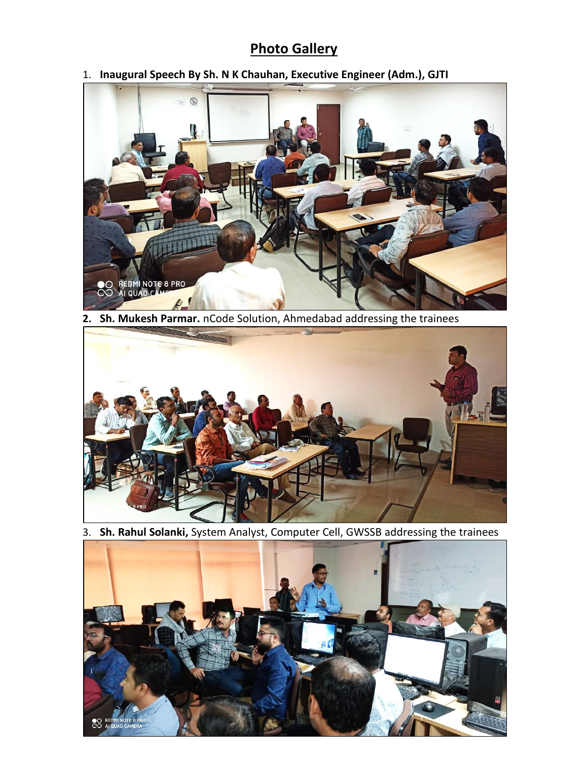# Photo Gallery

1. **Inaugural Speech By Sh. N K Chauhan, Executive Engineer (Adm.), GJTI**

2. **Sh. Mukesh Parmar.** nCode Solution, Ahmedabad addressing the trainees

3. **Sh. Rahul Solanki,** System Analyst, Computer Cell, GWSSB addressing the trainees